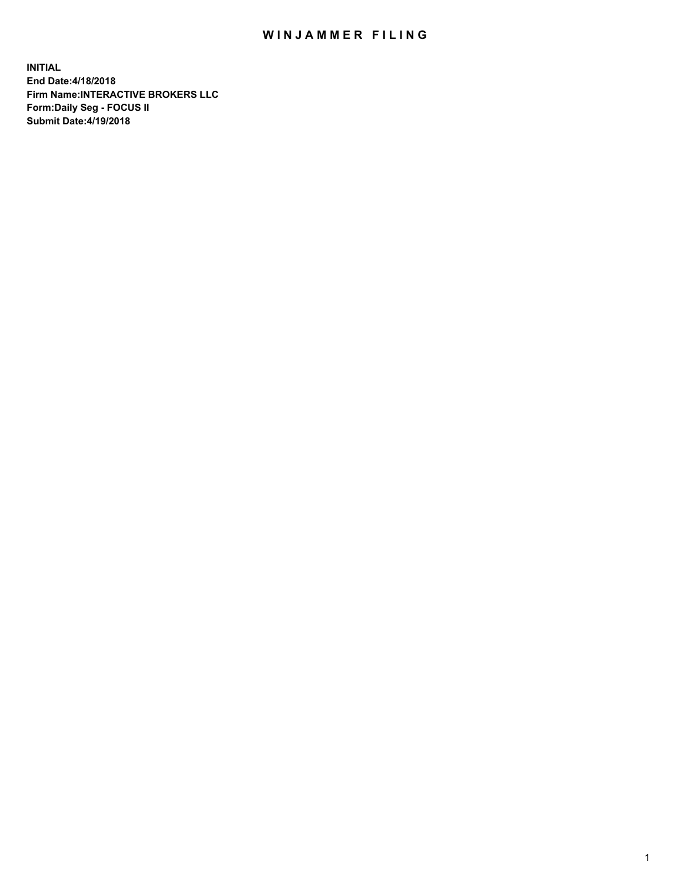# WINJAMMER FILING

**INITIAL**
**End Date:4/18/2018**
**Firm Name:INTERACTIVE BROKERS LLC**
**Form:Daily Seg - FOCUS II**
**Submit Date:4/19/2018**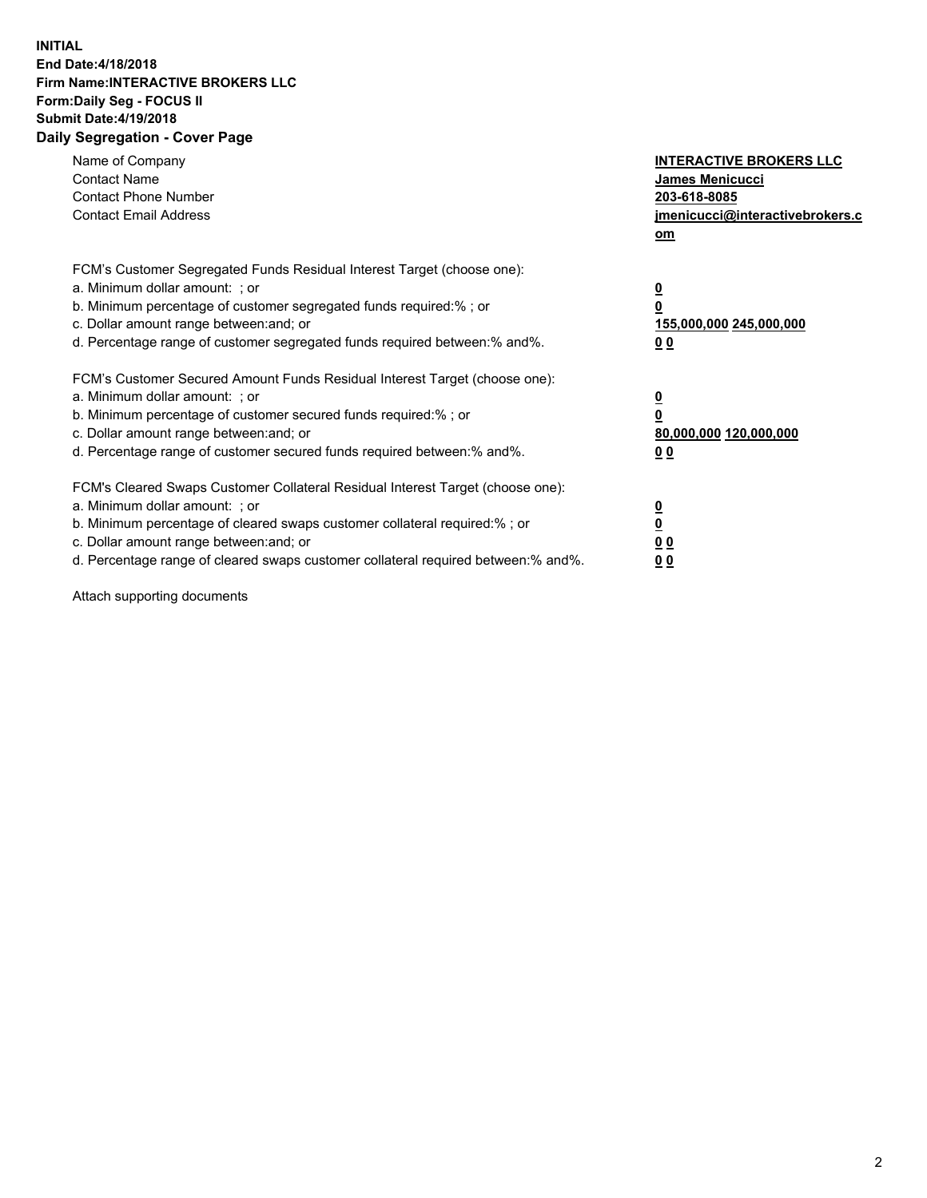**INITIAL**
**End Date:4/18/2018**
**Firm Name:INTERACTIVE BROKERS LLC**
**Form:Daily Seg - FOCUS II**
**Submit Date:4/19/2018**
**Daily Segregation - Cover Page**

| | |
|---|---|
| Name of Company | **INTERACTIVE BROKERS LLC** |
| Contact Name | **James Menicucci** |
| Contact Phone Number | **203-618-8085** |
| Contact Email Address | **jmenicucci@interactivebrokers.com** |
| | |
| FCM's Customer Segregated Funds Residual Interest Target (choose one): | |
| a. Minimum dollar amount: ; or | **0** |
| b. Minimum percentage of customer segregated funds required:% ; or | **0** |
| c. Dollar amount range between:and; or | **155,000,000 245,000,000** |
| d. Percentage range of customer segregated funds required between:% and%. | **0 0** |
| | |
| FCM's Customer Secured Amount Funds Residual Interest Target (choose one): | |
| a. Minimum dollar amount: ; or | **0** |
| b. Minimum percentage of customer secured funds required:% ; or | **0** |
| c. Dollar amount range between:and; or | **80,000,000 120,000,000** |
| d. Percentage range of customer secured funds required between:% and%. | **0 0** |
| | |
| FCM's Cleared Swaps Customer Collateral Residual Interest Target (choose one): | |
| a. Minimum dollar amount: ; or | **0** |
| b. Minimum percentage of cleared swaps customer collateral required:% ; or | **0** |
| c. Dollar amount range between:and; or | **0 0** |
| d. Percentage range of cleared swaps customer collateral required between:% and%. | **0 0** |

Attach supporting documents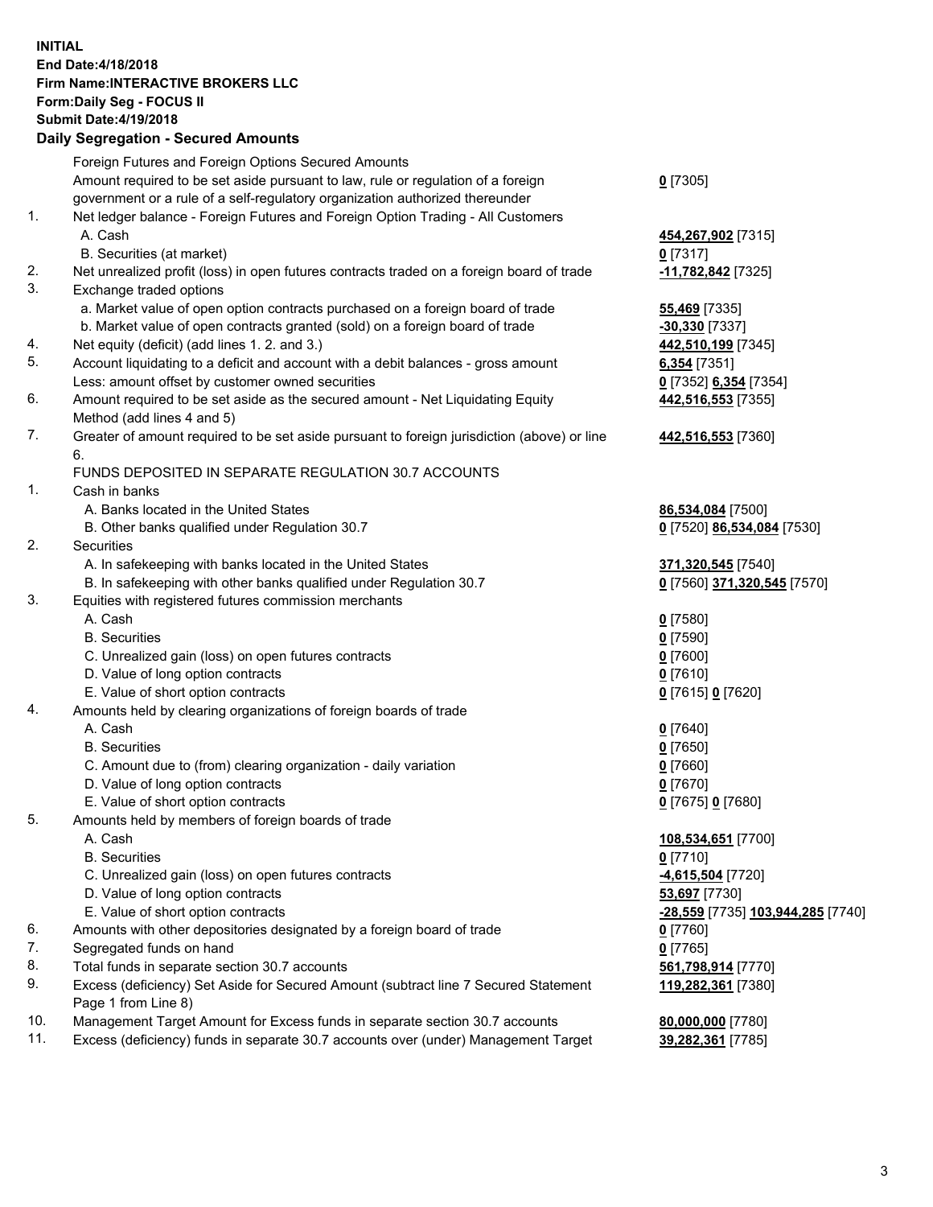**INITIAL**
**End Date:4/18/2018**
**Firm Name:INTERACTIVE BROKERS LLC**
**Form:Daily Seg - FOCUS II**
**Submit Date:4/19/2018**
**Daily Segregation - Secured Amounts**

| | | |
|---|---|---|
| | Foreign Futures and Foreign Options Secured Amounts | |
| | Amount required to be set aside pursuant to law, rule or regulation of a foreign government or a rule of a self-regulatory organization authorized thereunder | **0** [7305] |
| 1. | Net ledger balance - Foreign Futures and Foreign Option Trading - All Customers | |
| | A. Cash | **454,267,902** [7315] |
| | B. Securities (at market) | **0** [7317] |
| 2. | Net unrealized profit (loss) in open futures contracts traded on a foreign board of trade | **-11,782,842** [7325] |
| 3. | Exchange traded options | |
| | a. Market value of open option contracts purchased on a foreign board of trade | **55,469** [7335] |
| | b. Market value of open contracts granted (sold) on a foreign board of trade | **-30,330** [7337] |
| 4. | Net equity (deficit) (add lines 1. 2. and 3.) | **442,510,199** [7345] |
| 5. | Account liquidating to a deficit and account with a debit balances - gross amount | **6,354** [7351] |
| | Less: amount offset by customer owned securities | **0** [7352] **6,354** [7354] |
| 6. | Amount required to be set aside as the secured amount - Net Liquidating Equity Method (add lines 4 and 5) | **442,516,553** [7355] |
| 7. | Greater of amount required to be set aside pursuant to foreign jurisdiction (above) or line 6. | **442,516,553** [7360] |
| | FUNDS DEPOSITED IN SEPARATE REGULATION 30.7 ACCOUNTS | |
| 1. | Cash in banks | |
| | A. Banks located in the United States | **86,534,084** [7500] |
| | B. Other banks qualified under Regulation 30.7 | **0** [7520] **86,534,084** [7530] |
| 2. | Securities | |
| | A. In safekeeping with banks located in the United States | **371,320,545** [7540] |
| | B. In safekeeping with other banks qualified under Regulation 30.7 | **0** [7560] **371,320,545** [7570] |
| 3. | Equities with registered futures commission merchants | |
| | A. Cash | **0** [7580] |
| | B. Securities | **0** [7590] |
| | C. Unrealized gain (loss) on open futures contracts | **0** [7600] |
| | D. Value of long option contracts | **0** [7610] |
| | E. Value of short option contracts | **0** [7615] **0** [7620] |
| 4. | Amounts held by clearing organizations of foreign boards of trade | |
| | A. Cash | **0** [7640] |
| | B. Securities | **0** [7650] |
| | C. Amount due to (from) clearing organization - daily variation | **0** [7660] |
| | D. Value of long option contracts | **0** [7670] |
| | E. Value of short option contracts | **0** [7675] **0** [7680] |
| 5. | Amounts held by members of foreign boards of trade | |
| | A. Cash | **108,534,651** [7700] |
| | B. Securities | **0** [7710] |
| | C. Unrealized gain (loss) on open futures contracts | **-4,615,504** [7720] |
| | D. Value of long option contracts | **53,697** [7730] |
| | E. Value of short option contracts | **-28,559** [7735] **103,944,285** [7740] |
| 6. | Amounts with other depositories designated by a foreign board of trade | **0** [7760] |
| 7. | Segregated funds on hand | **0** [7765] |
| 8. | Total funds in separate section 30.7 accounts | **561,798,914** [7770] |
| 9. | Excess (deficiency) Set Aside for Secured Amount (subtract line 7 Secured Statement Page 1 from Line 8) | **119,282,361** [7380] |
| 10. | Management Target Amount for Excess funds in separate section 30.7 accounts | **80,000,000** [7780] |
| 11. | Excess (deficiency) funds in separate 30.7 accounts over (under) Management Target | **39,282,361** [7785] |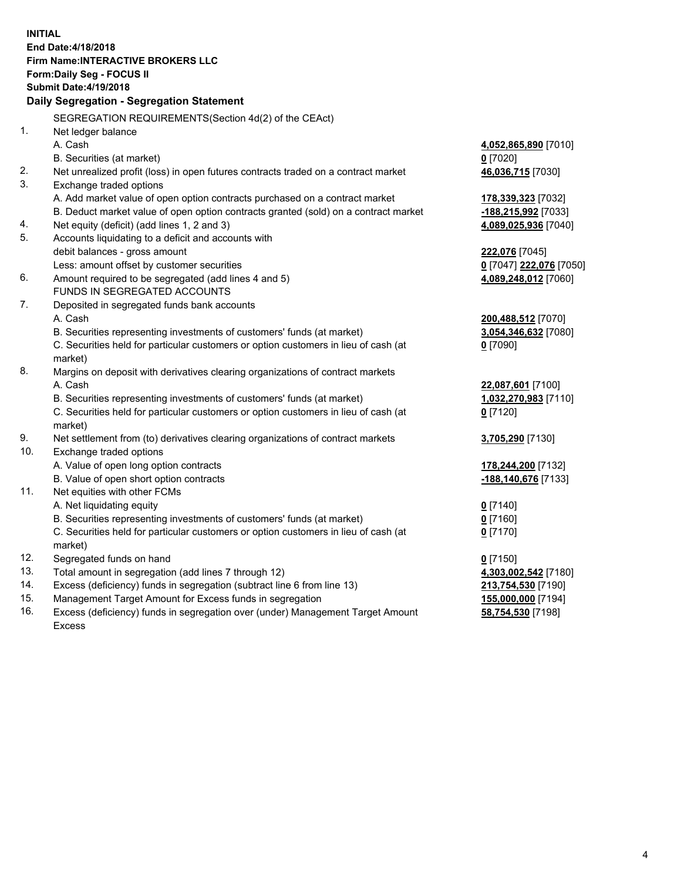**INITIAL**
**End Date:4/18/2018**
**Firm Name:INTERACTIVE BROKERS LLC**
**Form:Daily Seg - FOCUS II**
**Submit Date:4/19/2018**

**Daily Segregation - Segregation Statement**

| | | |
|---|---|---|
| | SEGREGATION REQUIREMENTS(Section 4d(2) of the CEAct) | |
| 1. | Net ledger balance | |
| | A. Cash | **4,052,865,890** [7010] |
| | B. Securities (at market) | **0** [7020] |
| 2. | Net unrealized profit (loss) in open futures contracts traded on a contract market | **46,036,715** [7030] |
| 3. | Exchange traded options | |
| | A. Add market value of open option contracts purchased on a contract market | **178,339,323** [7032] |
| | B. Deduct market value of open option contracts granted (sold) on a contract market | **-188,215,992** [7033] |
| 4. | Net equity (deficit) (add lines 1, 2 and 3) | **4,089,025,936** [7040] |
| 5. | Accounts liquidating to a deficit and accounts with | |
| | debit balances - gross amount | **222,076** [7045] |
| | Less: amount offset by customer securities | **0** [7047] **222,076** [7050] |
| 6. | Amount required to be segregated (add lines 4 and 5) | **4,089,248,012** [7060] |
| | FUNDS IN SEGREGATED ACCOUNTS | |
| 7. | Deposited in segregated funds bank accounts | |
| | A. Cash | **200,488,512** [7070] |
| | B. Securities representing investments of customers' funds (at market) | **3,054,346,632** [7080] |
| | C. Securities held for particular customers or option customers in lieu of cash (at market) | **0** [7090] |
| 8. | Margins on deposit with derivatives clearing organizations of contract markets | |
| | A. Cash | **22,087,601** [7100] |
| | B. Securities representing investments of customers' funds (at market) | **1,032,270,983** [7110] |
| | C. Securities held for particular customers or option customers in lieu of cash (at market) | **0** [7120] |
| 9. | Net settlement from (to) derivatives clearing organizations of contract markets | **3,705,290** [7130] |
| 10. | Exchange traded options | |
| | A. Value of open long option contracts | **178,244,200** [7132] |
| | B. Value of open short option contracts | **-188,140,676** [7133] |
| 11. | Net equities with other FCMs | |
| | A. Net liquidating equity | **0** [7140] |
| | B. Securities representing investments of customers' funds (at market) | **0** [7160] |
| | C. Securities held for particular customers or option customers in lieu of cash (at market) | **0** [7170] |
| 12. | Segregated funds on hand | **0** [7150] |
| 13. | Total amount in segregation (add lines 7 through 12) | **4,303,002,542** [7180] |
| 14. | Excess (deficiency) funds in segregation (subtract line 6 from line 13) | **213,754,530** [7190] |
| 15. | Management Target Amount for Excess funds in segregation | **155,000,000** [7194] |
| 16. | Excess (deficiency) funds in segregation over (under) Management Target Amount Excess | **58,754,530** [7198] |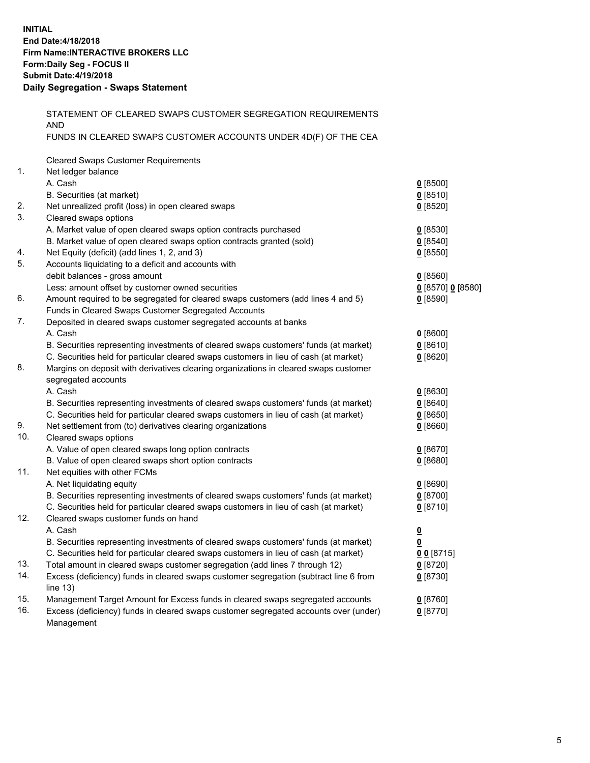**INITIAL**
**End Date:4/18/2018**
**Firm Name:INTERACTIVE BROKERS LLC**
**Form:Daily Seg - FOCUS II**
**Submit Date:4/19/2018**
**Daily Segregation - Swaps Statement**

STATEMENT OF CLEARED SWAPS CUSTOMER SEGREGATION REQUIREMENTS AND FUNDS IN CLEARED SWAPS CUSTOMER ACCOUNTS UNDER 4D(F) OF THE CEA

| | | |
|---|---|---|
| | Cleared Swaps Customer Requirements | |
| 1. | Net ledger balance | |
| | A. Cash | 0 [8500] |
| | B. Securities (at market) | 0 [8510] |
| 2. | Net unrealized profit (loss) in open cleared swaps | 0 [8520] |
| 3. | Cleared swaps options | |
| | A. Market value of open cleared swaps option contracts purchased | 0 [8530] |
| | B. Market value of open cleared swaps option contracts granted (sold) | 0 [8540] |
| 4. | Net Equity (deficit) (add lines 1, 2, and 3) | 0 [8550] |
| 5. | Accounts liquidating to a deficit and accounts with debit balances - gross amount | 0 [8560] |
| | Less: amount offset by customer owned securities | 0 [8570] 0 [8580] |
| 6. | Amount required to be segregated for cleared swaps customers (add lines 4 and 5) | 0 [8590] |
| | Funds in Cleared Swaps Customer Segregated Accounts | |
| 7. | Deposited in cleared swaps customer segregated accounts at banks | |
| | A. Cash | 0 [8600] |
| | B. Securities representing investments of cleared swaps customers' funds (at market) | 0 [8610] |
| | C. Securities held for particular cleared swaps customers in lieu of cash (at market) | 0 [8620] |
| 8. | Margins on deposit with derivatives clearing organizations in cleared swaps customer segregated accounts | |
| | A. Cash | 0 [8630] |
| | B. Securities representing investments of cleared swaps customers' funds (at market) | 0 [8640] |
| | C. Securities held for particular cleared swaps customers in lieu of cash (at market) | 0 [8650] |
| 9. | Net settlement from (to) derivatives clearing organizations | 0 [8660] |
| 10. | Cleared swaps options | |
| | A. Value of open cleared swaps long option contracts | 0 [8670] |
| | B. Value of open cleared swaps short option contracts | 0 [8680] |
| 11. | Net equities with other FCMs | |
| | A. Net liquidating equity | 0 [8690] |
| | B. Securities representing investments of cleared swaps customers' funds (at market) | 0 [8700] |
| | C. Securities held for particular cleared swaps customers in lieu of cash (at market) | 0 [8710] |
| 12. | Cleared swaps customer funds on hand | |
| | A. Cash | 0 |
| | B. Securities representing investments of cleared swaps customers' funds (at market) | 0 |
| | C. Securities held for particular cleared swaps customers in lieu of cash (at market) | 0 0 [8715] |
| 13. | Total amount in cleared swaps customer segregation (add lines 7 through 12) | 0 [8720] |
| 14. | Excess (deficiency) funds in cleared swaps customer segregation (subtract line 6 from line 13) | 0 [8730] |
| 15. | Management Target Amount for Excess funds in cleared swaps segregated accounts | 0 [8760] |
| 16. | Excess (deficiency) funds in cleared swaps customer segregated accounts over (under) Management | 0 [8770] |